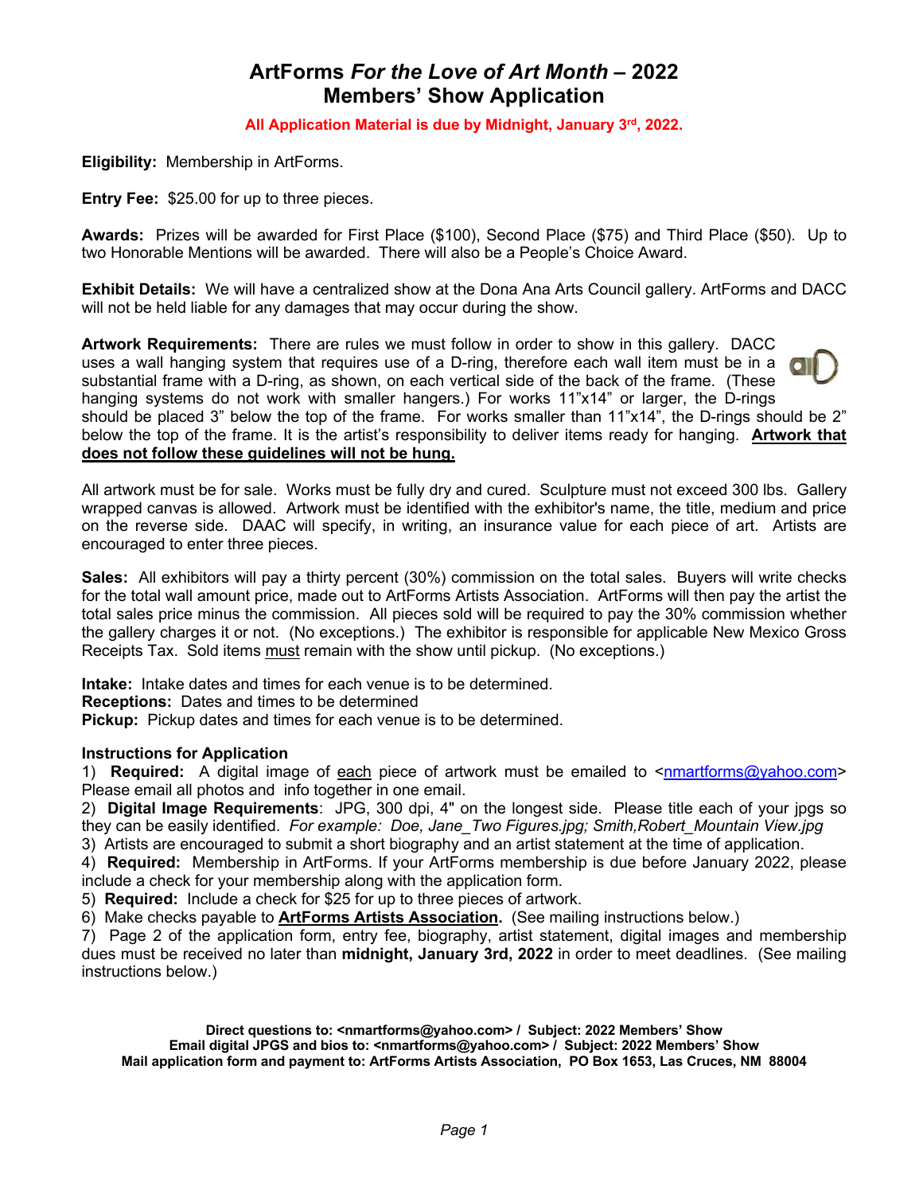# ArtForms *For the Love of Art Month* – 2022
## Members' Show Application

**All Application Material is due by Midnight, January 3rd, 2022.**

**Eligibility:** Membership in ArtForms.

**Entry Fee:** $25.00 for up to three pieces.

**Awards:** Prizes will be awarded for First Place ($100), Second Place ($75) and Third Place ($50). Up to two Honorable Mentions will be awarded. There will also be a People's Choice Award.

**Exhibit Details:** We will have a centralized show at the Dona Ana Arts Council gallery. ArtForms and DACC will not be held liable for any damages that may occur during the show.

**Artwork Requirements:** There are rules we must follow in order to show in this gallery. DACC uses a wall hanging system that requires use of a D-ring, therefore each wall item must be in a substantial frame with a D-ring, as shown, on each vertical side of the back of the frame. (These hanging systems do not work with smaller hangers.) For works 11"x14" or larger, the D-rings should be placed 3" below the top of the frame. For works smaller than 11"x14", the D-rings should be 2" below the top of the frame. It is the artist's responsibility to deliver items ready for hanging. **Artwork that does not follow these guidelines will not be hung.**

All artwork must be for sale. Works must be fully dry and cured. Sculpture must not exceed 300 lbs. Gallery wrapped canvas is allowed. Artwork must be identified with the exhibitor's name, the title, medium and price on the reverse side. DAAC will specify, in writing, an insurance value for each piece of art. Artists are encouraged to enter three pieces.

**Sales:** All exhibitors will pay a thirty percent (30%) commission on the total sales. Buyers will write checks for the total wall amount price, made out to ArtForms Artists Association. ArtForms will then pay the artist the total sales price minus the commission. All pieces sold will be required to pay the 30% commission whether the gallery charges it or not. (No exceptions.) The exhibitor is responsible for applicable New Mexico Gross Receipts Tax. Sold items must remain with the show until pickup. (No exceptions.)

**Intake:** Intake dates and times for each venue is to be determined.
**Receptions:** Dates and times to be determined
**Pickup:** Pickup dates and times for each venue is to be determined.

**Instructions for Application**

1) **Required:** A digital image of each piece of artwork must be emailed to <nmartforms@yahoo.com> Please email all photos and info together in one email.
2) **Digital Image Requirements**: JPG, 300 dpi, 4" on the longest side. Please title each of your jpgs so they can be easily identified. *For example: Doe, Jane_Two Figures.jpg; Smith,Robert_Mountain View.jpg*
3) Artists are encouraged to submit a short biography and an artist statement at the time of application.
4) **Required:** Membership in ArtForms. If your ArtForms membership is due before January 2022, please include a check for your membership along with the application form.
5) **Required:** Include a check for $25 for up to three pieces of artwork.
6) Make checks payable to **ArtForms Artists Association.** (See mailing instructions below.)
7) Page 2 of the application form, entry fee, biography, artist statement, digital images and membership dues must be received no later than **midnight, January 3rd, 2022** in order to meet deadlines. (See mailing instructions below.)

**Direct questions to: <nmartforms@yahoo.com> / Subject: 2022 Members' Show**
**Email digital JPGS and bios to: <nmartforms@yahoo.com> / Subject: 2022 Members' Show**
**Mail application form and payment to: ArtForms Artists Association, PO Box 1653, Las Cruces, NM 88004**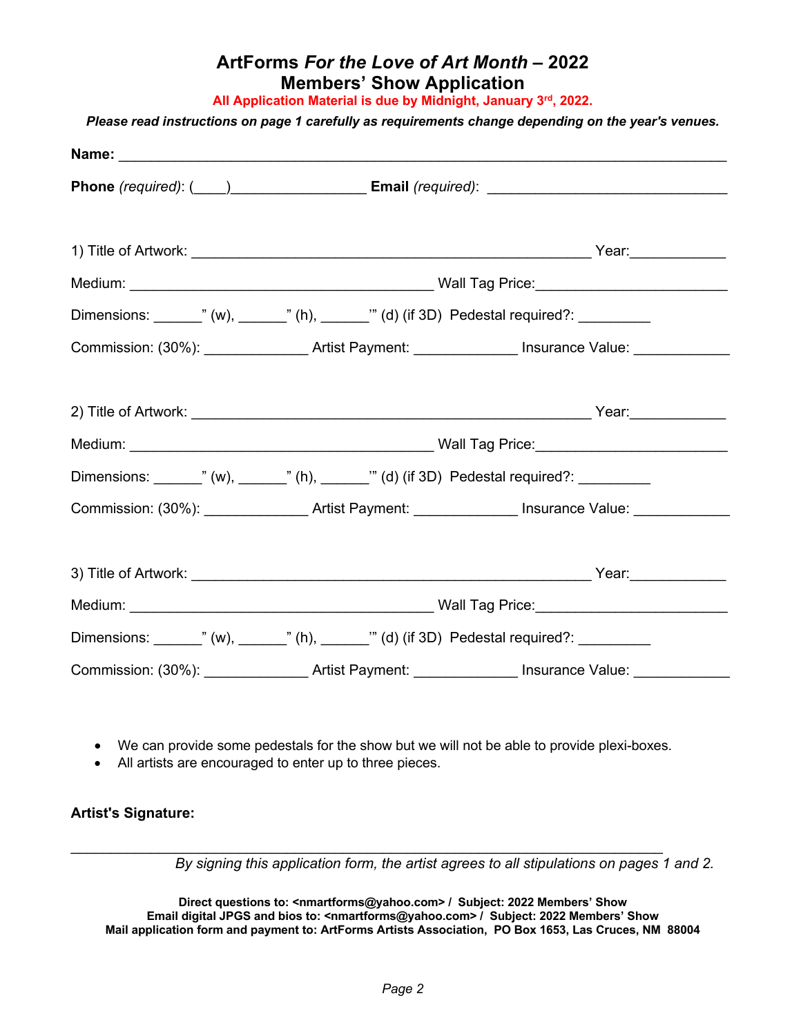# ArtForms *For the Love of Art Month* – 2022
## Members' Show Application

**All Application Material is due by Midnight, January 3rd, 2022.**

***Please read instructions on page 1 carefully as requirements change depending on the year's venues.***

**Name:** ______________________________________________________________________

**Phone** *(required)*: (____)________________ **Email** *(required)*: ______________________________

1) Title of Artwork: _______________________________________________ Year:___________

Medium: ____________________________________ Wall Tag Price:_____________________

Dimensions: ______" (w), ______" (h), ______'" (d) (if 3D) Pedestal required?: _________

Commission: (30%): _____________ Artist Payment: _____________ Insurance Value: ____________

2) Title of Artwork: _______________________________________________ Year:___________

Medium: ____________________________________ Wall Tag Price:_____________________

Dimensions: ______" (w), ______" (h), ______'" (d) (if 3D) Pedestal required?: _________

Commission: (30%): _____________ Artist Payment: _____________ Insurance Value: ____________

3) Title of Artwork: _______________________________________________ Year:___________

Medium: ____________________________________ Wall Tag Price:_____________________

Dimensions: ______" (w), ______" (h), ______'" (d) (if 3D) Pedestal required?: _________

Commission: (30%): _____________ Artist Payment: _____________ Insurance Value: ____________

- We can provide some pedestals for the show but we will not be able to provide plexi-boxes.
- All artists are encouraged to enter up to three pieces.

**Artist's Signature:**

______________________________________________________________________

*By signing this application form, the artist agrees to all stipulations on pages 1 and 2.*

**Direct questions to: <nmartforms@yahoo.com> / Subject: 2022 Members' Show**
**Email digital JPGS and bios to: <nmartforms@yahoo.com> / Subject: 2022 Members' Show**
**Mail application form and payment to: ArtForms Artists Association, PO Box 1653, Las Cruces, NM 88004**